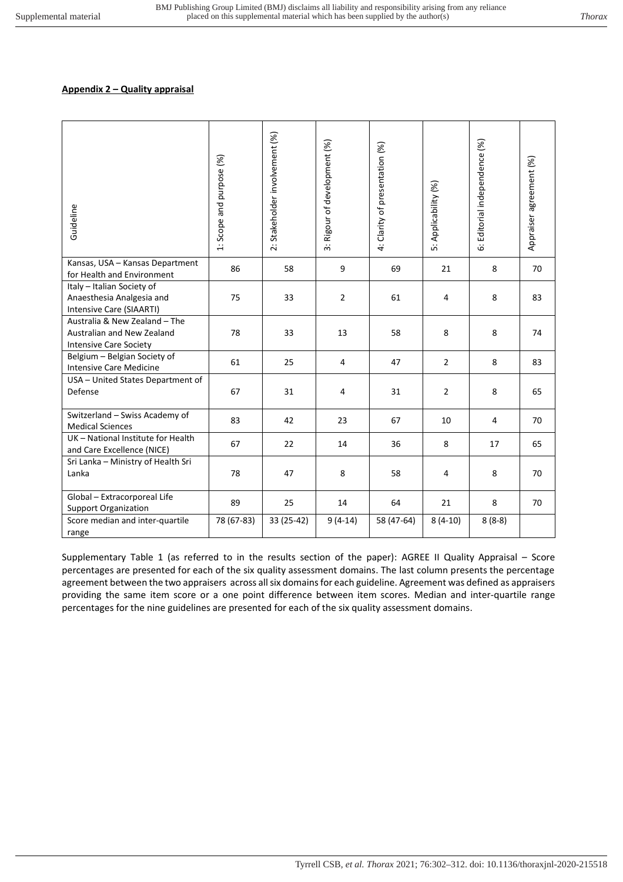**Appendix 2 – Quality appraisal**

| Guideline | 1: Scope and purpose (%) | 2: Stakeholder involvement (%) | 3: Rigour of development (%) | 4: Clarity of presentation (%) | 5: Applicability (%) | 6: Editorial independence (%) | Appraiser agreement (%) |
|---|---|---|---|---|---|---|---|
| Kansas, USA – Kansas Department for Health and Environment | 86 | 58 | 9 | 69 | 21 | 8 | 70 |
| Italy – Italian Society of Anaesthesia Analgesia and Intensive Care (SIAARTI) | 75 | 33 | 2 | 61 | 4 | 8 | 83 |
| Australia & New Zealand – The Australian and New Zealand Intensive Care Society | 78 | 33 | 13 | 58 | 8 | 8 | 74 |
| Belgium – Belgian Society of Intensive Care Medicine | 61 | 25 | 4 | 47 | 2 | 8 | 83 |
| USA – United States Department of Defense | 67 | 31 | 4 | 31 | 2 | 8 | 65 |
| Switzerland – Swiss Academy of Medical Sciences | 83 | 42 | 23 | 67 | 10 | 4 | 70 |
| UK – National Institute for Health and Care Excellence (NICE) | 67 | 22 | 14 | 36 | 8 | 17 | 65 |
| Sri Lanka – Ministry of Health Sri Lanka | 78 | 47 | 8 | 58 | 4 | 8 | 70 |
| Global – Extracorporeal Life Support Organization | 89 | 25 | 14 | 64 | 21 | 8 | 70 |
| Score median and inter-quartile range | 78 (67-83) | 33 (25-42) | 9 (4-14) | 58 (47-64) | 8 (4-10) | 8 (8-8) | |

Supplementary Table 1 (as referred to in the results section of the paper): AGREE II Quality Appraisal – Score percentages are presented for each of the six quality assessment domains. The last column presents the percentage agreement between the two appraisers across all six domains for each guideline. Agreement was defined as appraisers providing the same item score or a one point difference between item scores. Median and inter-quartile range percentages for the nine guidelines are presented for each of the six quality assessment domains.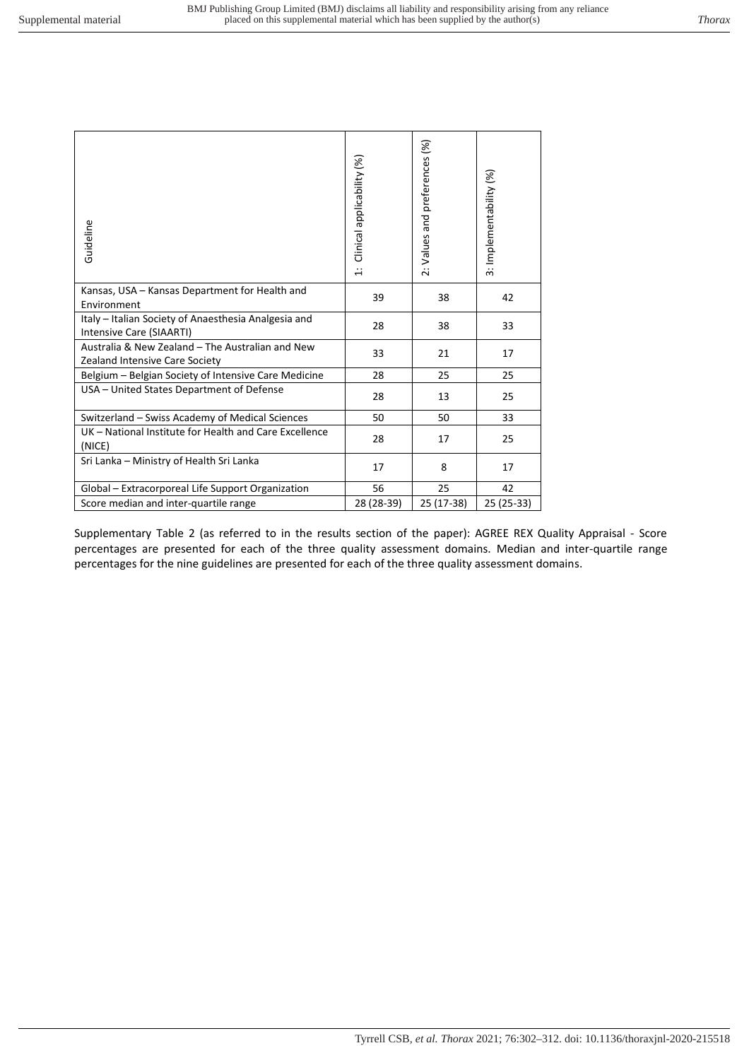| Guideline | 1: Clinical applicability (%) | 2: Values and preferences (%) | 3: Implementability (%) |
|---|---|---|---|
| Kansas, USA – Kansas Department for Health and Environment | 39 | 38 | 42 |
| Italy – Italian Society of Anaesthesia Analgesia and Intensive Care (SIAARTI) | 28 | 38 | 33 |
| Australia & New Zealand – The Australian and New Zealand Intensive Care Society | 33 | 21 | 17 |
| Belgium – Belgian Society of Intensive Care Medicine | 28 | 25 | 25 |
| USA – United States Department of Defense | 28 | 13 | 25 |
| Switzerland – Swiss Academy of Medical Sciences | 50 | 50 | 33 |
| UK – National Institute for Health and Care Excellence (NICE) | 28 | 17 | 25 |
| Sri Lanka – Ministry of Health Sri Lanka | 17 | 8 | 17 |
| Global – Extracorporeal Life Support Organization | 56 | 25 | 42 |
| Score median and inter-quartile range | 28 (28-39) | 25 (17-38) | 25 (25-33) |

Supplementary Table 2 (as referred to in the results section of the paper): AGREE REX Quality Appraisal - Score percentages are presented for each of the three quality assessment domains. Median and inter-quartile range percentages for the nine guidelines are presented for each of the three quality assessment domains.